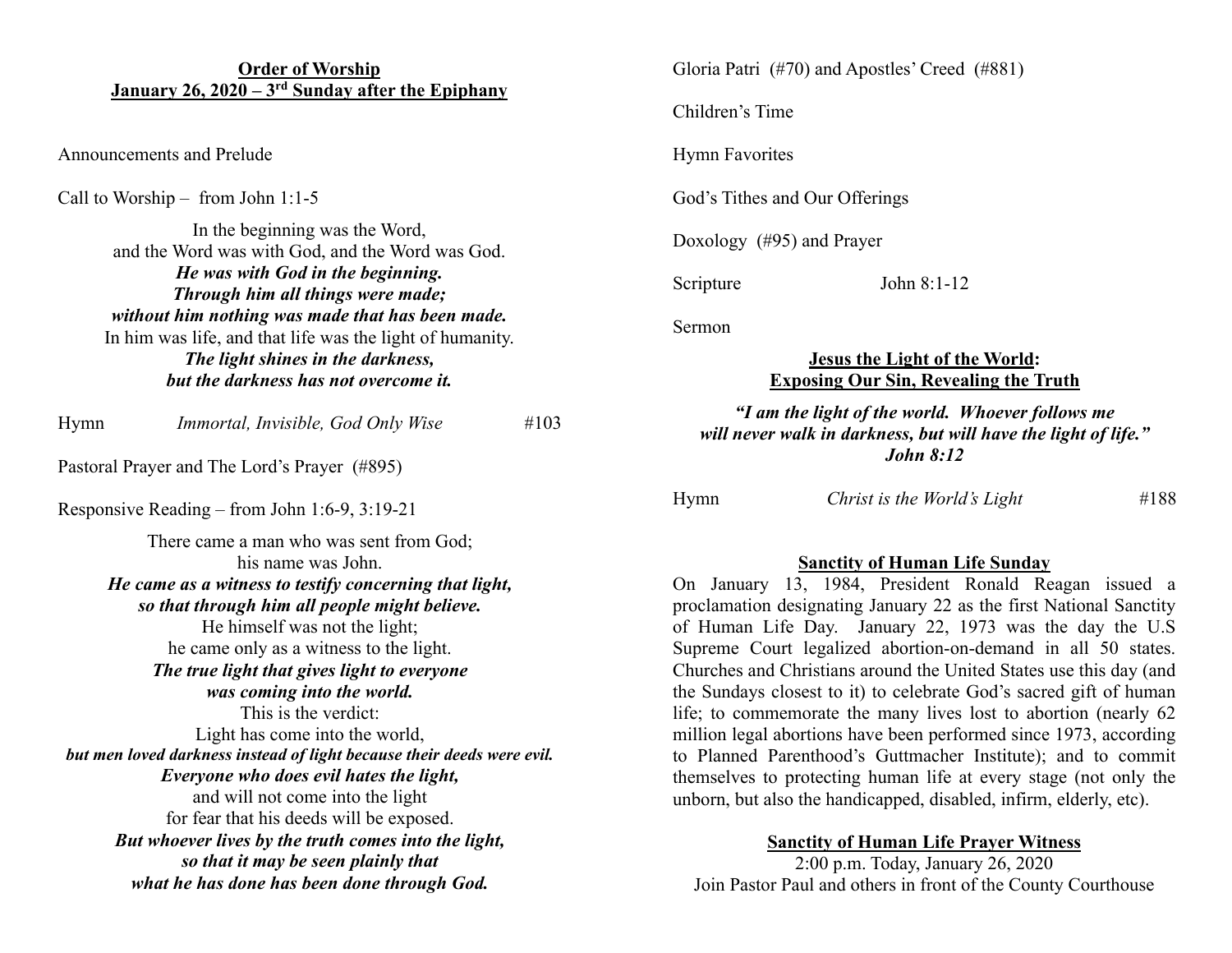**Order of Worship**
**January 26, 2020 – 3rd Sunday after the Epiphany**

Announcements and Prelude

Call to Worship – from John 1:1-5

In the beginning was the Word,
and the Word was with God, and the Word was God.
***He was with God in the beginning.***
***Through him all things were made;***
***without him nothing was made that has been made.***
In him was life, and that life was the light of humanity.
***The light shines in the darkness,***
***but the darkness has not overcome it.***

Hymn *Immortal, Invisible, God Only Wise* #103

Pastoral Prayer and The Lord's Prayer (#895)

Responsive Reading – from John 1:6-9, 3:19-21

There came a man who was sent from God;
his name was John.
***He came as a witness to testify concerning that light,***
***so that through him all people might believe.***
He himself was not the light;
he came only as a witness to the light.
***The true light that gives light to everyone***
***was coming into the world.***
This is the verdict:
Light has come into the world,
***but men loved darkness instead of light because their deeds were evil.***
***Everyone who does evil hates the light,***
and will not come into the light
for fear that his deeds will be exposed.
***But whoever lives by the truth comes into the light,***
***so that it may be seen plainly that***
***what he has done has been done through God.***

Gloria Patri (#70) and Apostles' Creed (#881)

Children's Time

Hymn Favorites

God's Tithes and Our Offerings

Doxology (#95) and Prayer

Scripture John 8:1-12

Sermon

**Jesus the Light of the World:**
**Exposing Our Sin, Revealing the Truth**

***"I am the light of the world. Whoever follows me***
***will never walk in darkness, but will have the light of life."***
***John 8:12***

Hymn *Christ is the World's Light* #188

**Sanctity of Human Life Sunday**

On January 13, 1984, President Ronald Reagan issued a proclamation designating January 22 as the first National Sanctity of Human Life Day. January 22, 1973 was the day the U.S Supreme Court legalized abortion-on-demand in all 50 states. Churches and Christians around the United States use this day (and the Sundays closest to it) to celebrate God's sacred gift of human life; to commemorate the many lives lost to abortion (nearly 62 million legal abortions have been performed since 1973, according to Planned Parenthood's Guttmacher Institute); and to commit themselves to protecting human life at every stage (not only the unborn, but also the handicapped, disabled, infirm, elderly, etc).

**Sanctity of Human Life Prayer Witness**

2:00 p.m. Today, January 26, 2020
Join Pastor Paul and others in front of the County Courthouse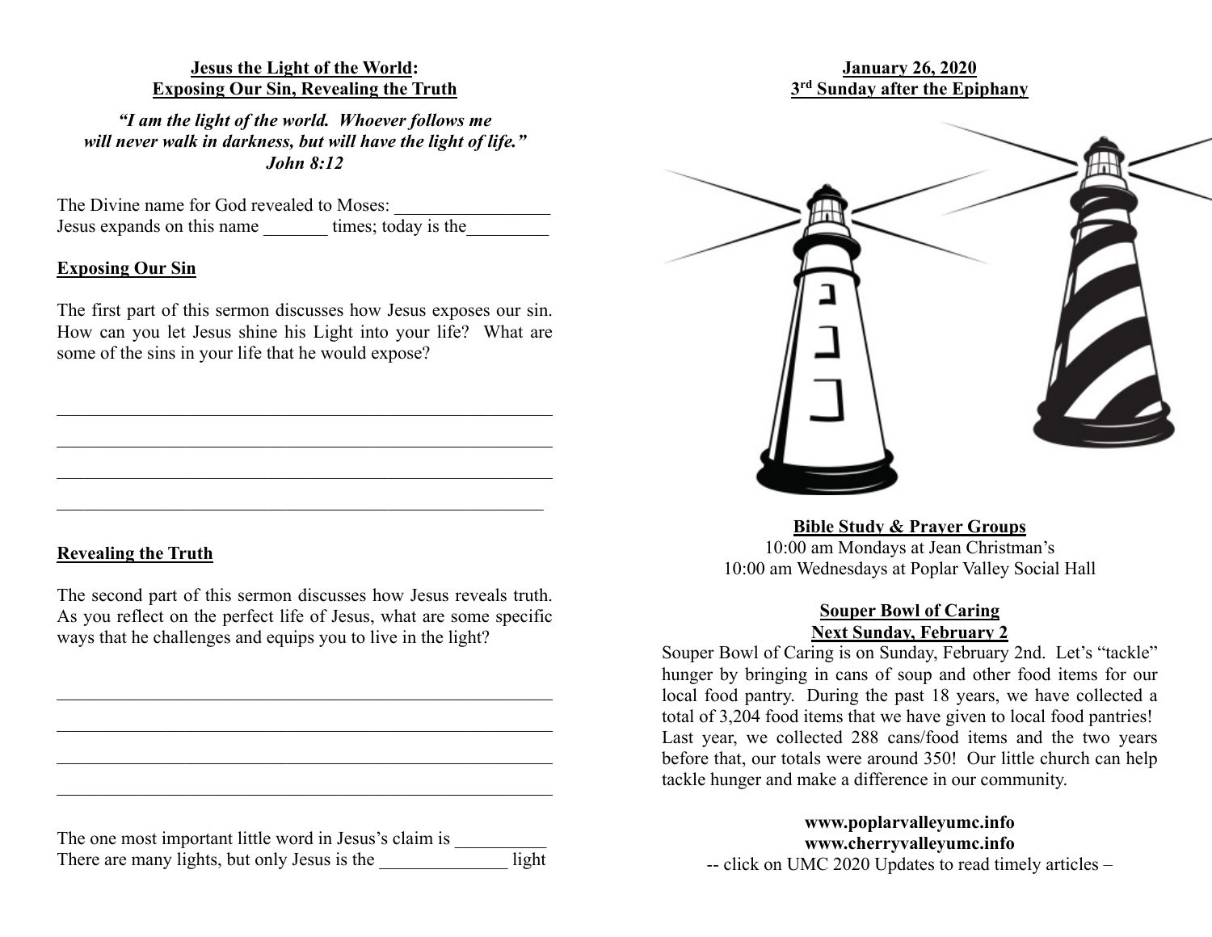## Jesus the Light of the World: Exposing Our Sin, Revealing the Truth

***"I am the light of the world. Whoever follows me will never walk in darkness, but will have the light of life." John 8:12***

The Divine name for God revealed to Moses: _________________
Jesus expands on this name _______ times; today is the_________

### Exposing Our Sin

The first part of this sermon discusses how Jesus exposes our sin. How can you let Jesus shine his Light into your life? What are some of the sins in your life that he would expose?

_______________________________________________________
_______________________________________________________
_______________________________________________________
______________________________________________________

### Revealing the Truth

The second part of this sermon discusses how Jesus reveals truth. As you reflect on the perfect life of Jesus, what are some specific ways that he challenges and equips you to live in the light?

_______________________________________________________
_______________________________________________________
_______________________________________________________
_______________________________________________________

The one most important little word in Jesus's claim is __________
There are many lights, but only Jesus is the ______________ light

## January 26, 2020
## 3rd Sunday after the Epiphany

### Bible Study & Prayer Groups

10:00 am Mondays at Jean Christman's
10:00 am Wednesdays at Poplar Valley Social Hall

### Souper Bowl of Caring
### Next Sunday, February 2

Souper Bowl of Caring is on Sunday, February 2nd. Let's "tackle" hunger by bringing in cans of soup and other food items for our local food pantry. During the past 18 years, we have collected a total of 3,204 food items that we have given to local food pantries! Last year, we collected 288 cans/food items and the two years before that, our totals were around 350! Our little church can help tackle hunger and make a difference in our community.

**www.poplarvalleyumc.info**
**www.cherryvalleyumc.info**
-- click on UMC 2020 Updates to read timely articles –